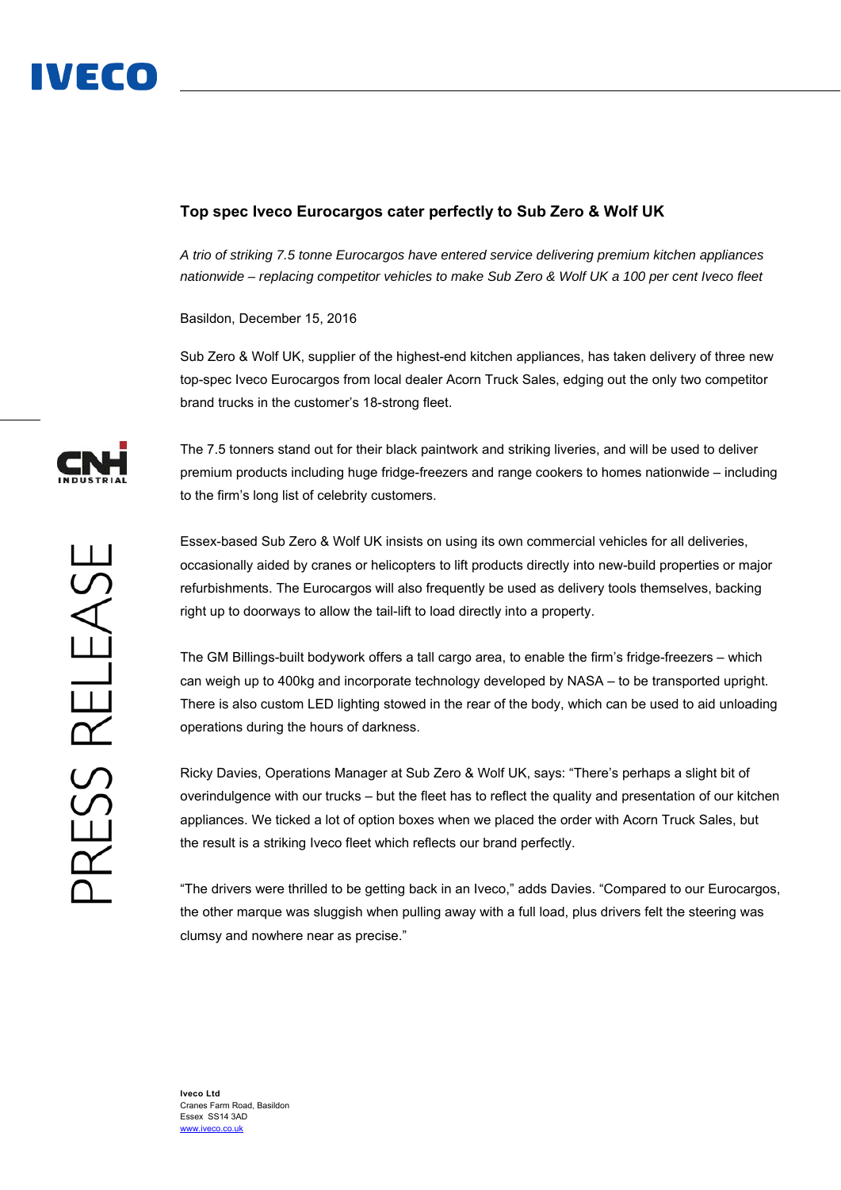# Top spec Iveco Eurocargos cater perfectly to Sub Zero & Wolf UK

*A trio of striking 7.5 tonne Eurocargos have entered service delivering premium kitchen appliances nationwide – replacing competitor vehicles to make Sub Zero & Wolf UK a 100 per cent Iveco fleet*

Basildon, December 15, 2016

Sub Zero & Wolf UK, supplier of the highest-end kitchen appliances, has taken delivery of three new top-spec Iveco Eurocargos from local dealer Acorn Truck Sales, edging out the only two competitor brand trucks in the customer's 18-strong fleet.

The 7.5 tonners stand out for their black paintwork and striking liveries, and will be used to deliver premium products including huge fridge-freezers and range cookers to homes nationwide – including to the firm's long list of celebrity customers.

Essex-based Sub Zero & Wolf UK insists on using its own commercial vehicles for all deliveries, occasionally aided by cranes or helicopters to lift products directly into new-build properties or major refurbishments. The Eurocargos will also frequently be used as delivery tools themselves, backing right up to doorways to allow the tail-lift to load directly into a property.

The GM Billings-built bodywork offers a tall cargo area, to enable the firm's fridge-freezers – which can weigh up to 400kg and incorporate technology developed by NASA – to be transported upright. There is also custom LED lighting stowed in the rear of the body, which can be used to aid unloading operations during the hours of darkness.

Ricky Davies, Operations Manager at Sub Zero & Wolf UK, says: "There's perhaps a slight bit of overindulgence with our trucks – but the fleet has to reflect the quality and presentation of our kitchen appliances. We ticked a lot of option boxes when we placed the order with Acorn Truck Sales, but the result is a striking Iveco fleet which reflects our brand perfectly.

"The drivers were thrilled to be getting back in an Iveco," adds Davies. "Compared to our Eurocargos, the other marque was sluggish when pulling away with a full load, plus drivers felt the steering was clumsy and nowhere near as precise."

**Iveco Ltd**
Cranes Farm Road, Basildon
Essex SS14 3AD
www.iveco.co.uk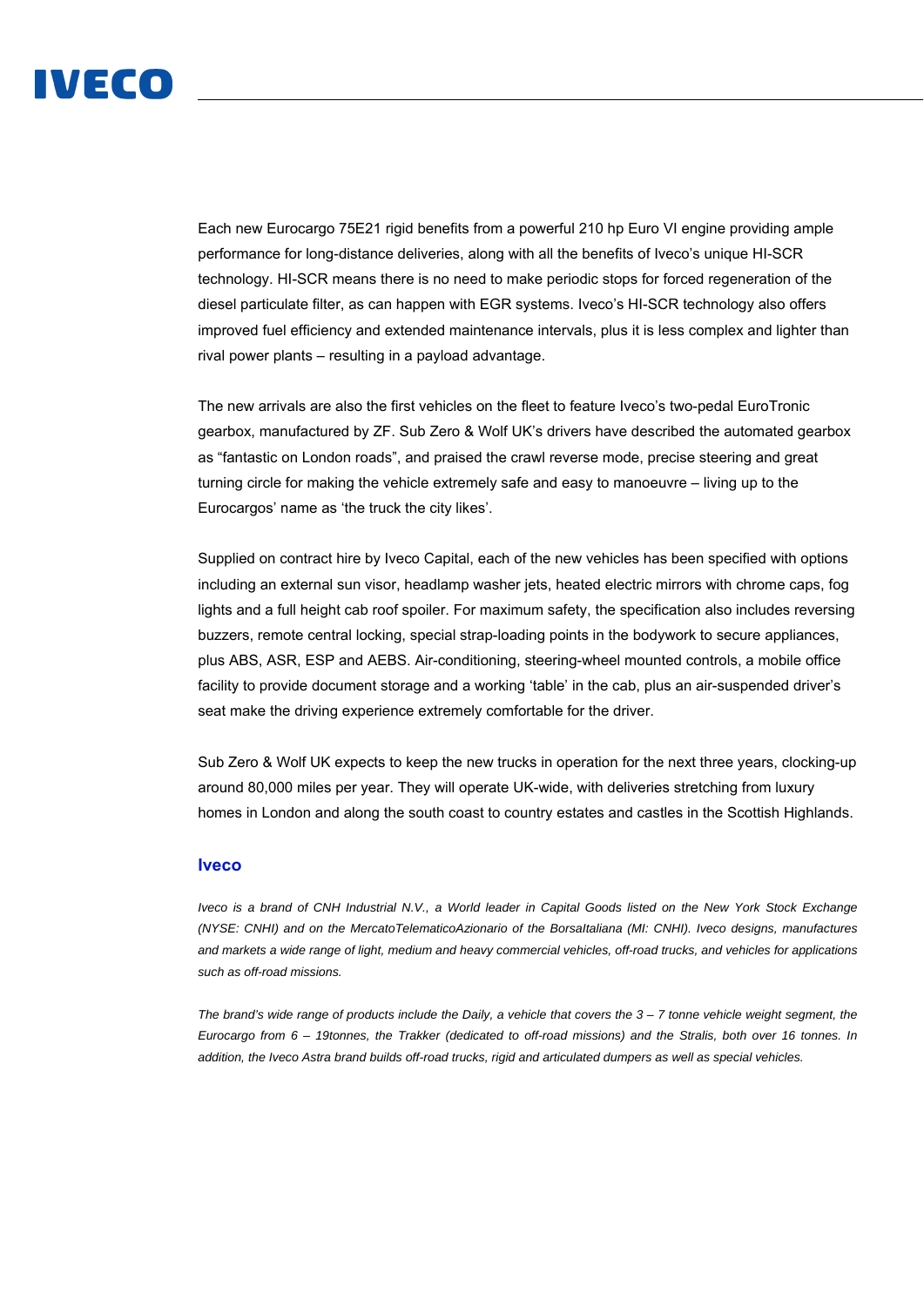Each new Eurocargo 75E21 rigid benefits from a powerful 210 hp Euro VI engine providing ample performance for long-distance deliveries, along with all the benefits of Iveco's unique HI-SCR technology. HI-SCR means there is no need to make periodic stops for forced regeneration of the diesel particulate filter, as can happen with EGR systems. Iveco's HI-SCR technology also offers improved fuel efficiency and extended maintenance intervals, plus it is less complex and lighter than rival power plants – resulting in a payload advantage.

The new arrivals are also the first vehicles on the fleet to feature Iveco's two-pedal EuroTronic gearbox, manufactured by ZF. Sub Zero & Wolf UK's drivers have described the automated gearbox as "fantastic on London roads", and praised the crawl reverse mode, precise steering and great turning circle for making the vehicle extremely safe and easy to manoeuvre – living up to the Eurocargos' name as 'the truck the city likes'.

Supplied on contract hire by Iveco Capital, each of the new vehicles has been specified with options including an external sun visor, headlamp washer jets, heated electric mirrors with chrome caps, fog lights and a full height cab roof spoiler. For maximum safety, the specification also includes reversing buzzers, remote central locking, special strap-loading points in the bodywork to secure appliances, plus ABS, ASR, ESP and AEBS. Air-conditioning, steering-wheel mounted controls, a mobile office facility to provide document storage and a working 'table' in the cab, plus an air-suspended driver's seat make the driving experience extremely comfortable for the driver.

Sub Zero & Wolf UK expects to keep the new trucks in operation for the next three years, clocking-up around 80,000 miles per year. They will operate UK-wide, with deliveries stretching from luxury homes in London and along the south coast to country estates and castles in the Scottish Highlands.

## Iveco

*Iveco is a brand of CNH Industrial N.V., a World leader in Capital Goods listed on the New York Stock Exchange (NYSE: CNHI) and on the MercatoTelematicoAzionario of the BorsaItaliana (MI: CNHI). Iveco designs, manufactures and markets a wide range of light, medium and heavy commercial vehicles, off-road trucks, and vehicles for applications such as off-road missions.*

*The brand's wide range of products include the Daily, a vehicle that covers the 3 – 7 tonne vehicle weight segment, the Eurocargo from 6 – 19tonnes, the Trakker (dedicated to off-road missions) and the Stralis, both over 16 tonnes. In addition, the Iveco Astra brand builds off-road trucks, rigid and articulated dumpers as well as special vehicles.*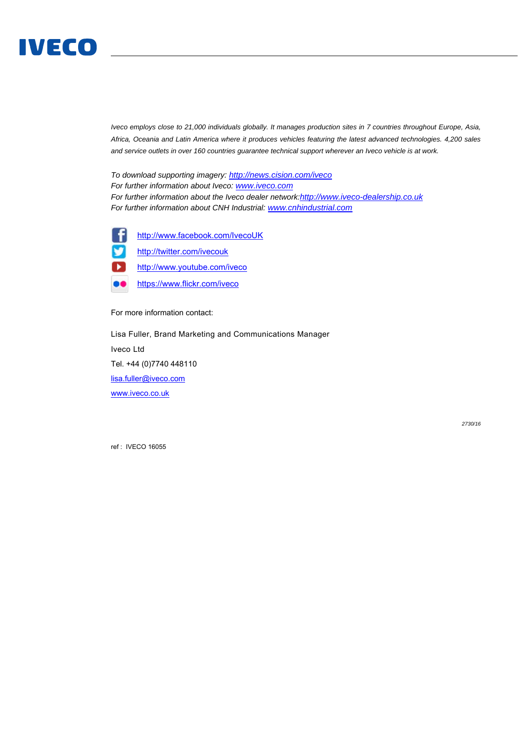*Iveco employs close to 21,000 individuals globally. It manages production sites in 7 countries throughout Europe, Asia, Africa, Oceania and Latin America where it produces vehicles featuring the latest advanced technologies. 4,200 sales and service outlets in over 160 countries guarantee technical support wherever an Iveco vehicle is at work.*

*To download supporting imagery: http://news.cision.com/iveco*
*For further information about Iveco: www.iveco.com*
*For further information about the Iveco dealer network:http://www.iveco-dealership.co.uk*
*For further information about CNH Industrial: www.cnhindustrial.com*

http://www.facebook.com/IvecoUK
http://twitter.com/ivecouk
http://www.youtube.com/iveco
https://www.flickr.com/iveco

For more information contact:

Lisa Fuller, Brand Marketing and Communications Manager
Iveco Ltd
Tel. +44 (0)7740 448110
lisa.fuller@iveco.com
www.iveco.co.uk

*2730/16*

ref : IVECO 16055